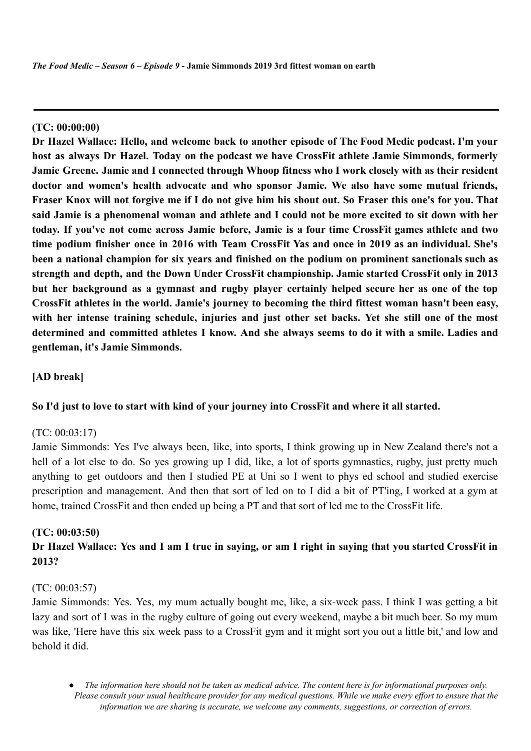*The Food Medic – Season 6 – Episode 9 -* **Jamie Simmonds 2019 3rd fittest woman on earth**

---

**(TC: 00:00:00)**

**Dr Hazel Wallace: Hello, and welcome back to another episode of The Food Medic podcast. I'm your host as always Dr Hazel. Today on the podcast we have CrossFit athlete Jamie Simmonds, formerly Jamie Greene. Jamie and I connected through Whoop fitness who I work closely with as their resident doctor and women's health advocate and who sponsor Jamie. We also have some mutual friends, Fraser Knox will not forgive me if I do not give him his shout out. So Fraser this one's for you. That said Jamie is a phenomenal woman and athlete and I could not be more excited to sit down with her today. If you've not come across Jamie before, Jamie is a four time CrossFit games athlete and two time podium finisher once in 2016 with Team CrossFit Yas and once in 2019 as an individual. She's been a national champion for six years and finished on the podium on prominent sanctionals such as strength and depth, and the Down Under CrossFit championship. Jamie started CrossFit only in 2013 but her background as a gymnast and rugby player certainly helped secure her as one of the top CrossFit athletes in the world. Jamie's journey to becoming the third fittest woman hasn't been easy, with her intense training schedule, injuries and just other set backs. Yet she still one of the most determined and committed athletes I know. And she always seems to do it with a smile. Ladies and gentleman, it's Jamie Simmonds.**

**[AD break]**

**So I'd just to love to start with kind of your journey into CrossFit and where it all started.**

(TC: 00:03:17)

Jamie Simmonds: Yes I've always been, like, into sports, I think growing up in New Zealand there's not a hell of a lot else to do. So yes growing up I did, like, a lot of sports gymnastics, rugby, just pretty much anything to get outdoors and then I studied PE at Uni so I went to phys ed school and studied exercise prescription and management. And then that sort of led on to I did a bit of PT'ing, I worked at a gym at home, trained CrossFit and then ended up being a PT and that sort of led me to the CrossFit life.

**(TC: 00:03:50)**

**Dr Hazel Wallace: Yes and I am I true in saying, or am I right in saying that you started CrossFit in 2013?**

(TC: 00:03:57)

Jamie Simmonds: Yes. Yes, my mum actually bought me, like, a six-week pass. I think I was getting a bit lazy and sort of I was in the rugby culture of going out every weekend, maybe a bit much beer. So my mum was like, 'Here have this six week pass to a CrossFit gym and it might sort you out a little bit,' and low and behold it did.

- *The information here should not be taken as medical advice. The content here is for informational purposes only. Please consult your usual healthcare provider for any medical questions. While we make every effort to ensure that the information we are sharing is accurate, we welcome any comments, suggestions, or correction of errors.*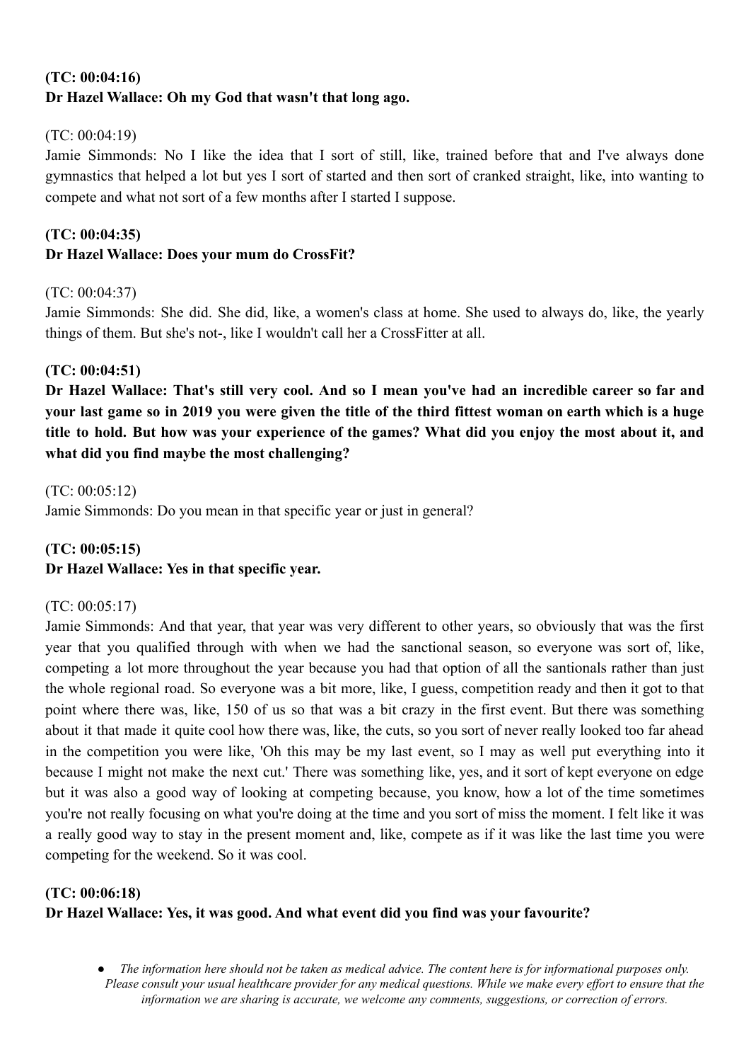**(TC: 00:04:16)**
**Dr Hazel Wallace: Oh my God that wasn't that long ago.**

(TC: 00:04:19)
Jamie Simmonds: No I like the idea that I sort of still, like, trained before that and I've always done gymnastics that helped a lot but yes I sort of started and then sort of cranked straight, like, into wanting to compete and what not sort of a few months after I started I suppose.

**(TC: 00:04:35)**
**Dr Hazel Wallace: Does your mum do CrossFit?**

(TC: 00:04:37)
Jamie Simmonds: She did. She did, like, a women's class at home. She used to always do, like, the yearly things of them. But she's not-, like I wouldn't call her a CrossFitter at all.

**(TC: 00:04:51)**
**Dr Hazel Wallace: That's still very cool. And so I mean you've had an incredible career so far and your last game so in 2019 you were given the title of the third fittest woman on earth which is a huge title to hold. But how was your experience of the games? What did you enjoy the most about it, and what did you find maybe the most challenging?**

(TC: 00:05:12)
Jamie Simmonds: Do you mean in that specific year or just in general?

**(TC: 00:05:15)**
**Dr Hazel Wallace: Yes in that specific year.**

(TC: 00:05:17)
Jamie Simmonds: And that year, that year was very different to other years, so obviously that was the first year that you qualified through with when we had the sanctional season, so everyone was sort of, like, competing a lot more throughout the year because you had that option of all the santionals rather than just the whole regional road. So everyone was a bit more, like, I guess, competition ready and then it got to that point where there was, like, 150 of us so that was a bit crazy in the first event. But there was something about it that made it quite cool how there was, like, the cuts, so you sort of never really looked too far ahead in the competition you were like, 'Oh this may be my last event, so I may as well put everything into it because I might not make the next cut.' There was something like, yes, and it sort of kept everyone on edge but it was also a good way of looking at competing because, you know, how a lot of the time sometimes you're not really focusing on what you're doing at the time and you sort of miss the moment. I felt like it was a really good way to stay in the present moment and, like, compete as if it was like the last time you were competing for the weekend. So it was cool.

**(TC: 00:06:18)**
**Dr Hazel Wallace: Yes, it was good. And what event did you find was your favourite?**

- *The information here should not be taken as medical advice. The content here is for informational purposes only. Please consult your usual healthcare provider for any medical questions. While we make every effort to ensure that the information we are sharing is accurate, we welcome any comments, suggestions, or correction of errors.*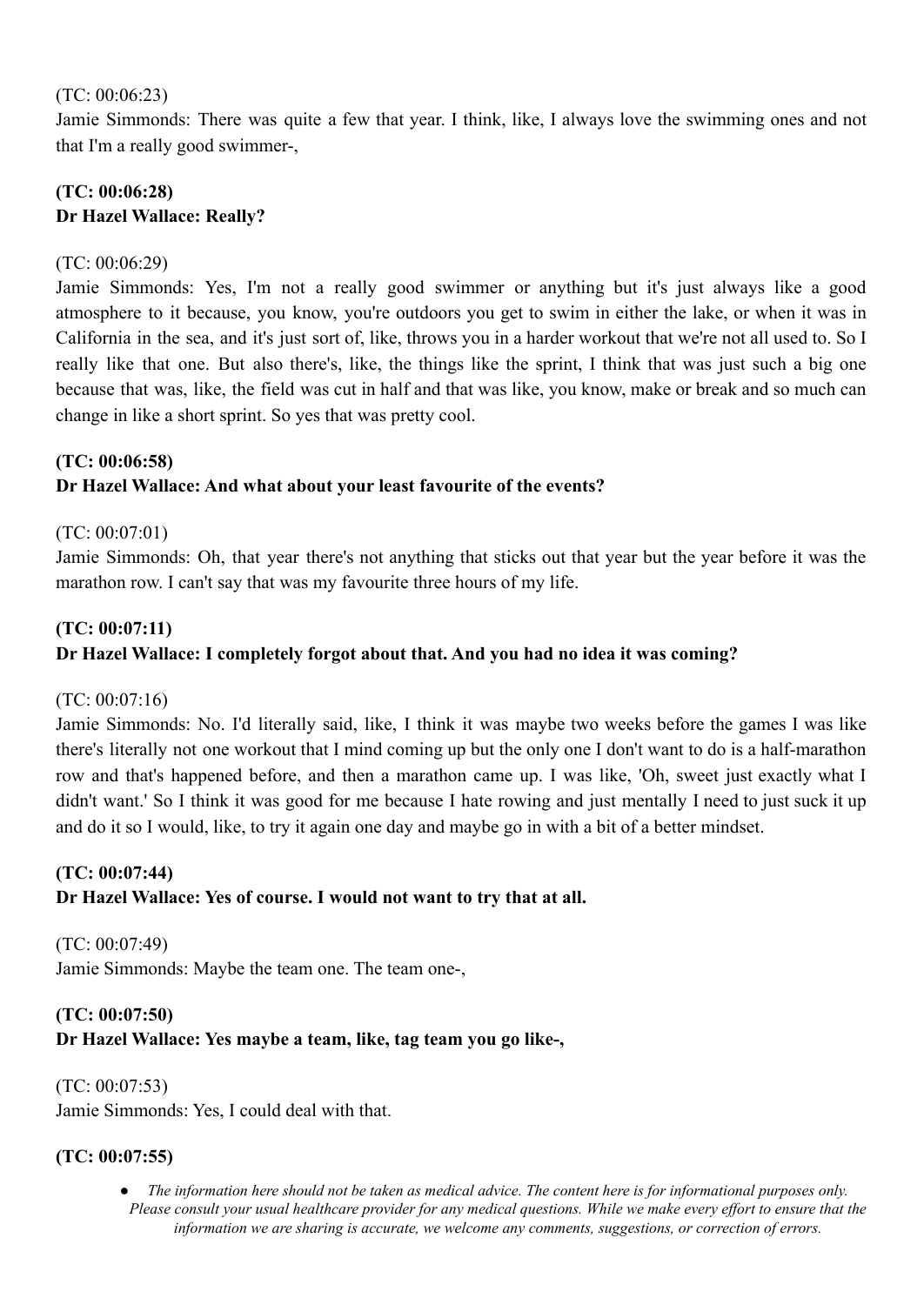(TC: 00:06:23)
Jamie Simmonds: There was quite a few that year. I think, like, I always love the swimming ones and not that I'm a really good swimmer-,

**(TC: 00:06:28)**
**Dr Hazel Wallace: Really?**

(TC: 00:06:29)
Jamie Simmonds: Yes, I'm not a really good swimmer or anything but it's just always like a good atmosphere to it because, you know, you're outdoors you get to swim in either the lake, or when it was in California in the sea, and it's just sort of, like, throws you in a harder workout that we're not all used to. So I really like that one. But also there's, like, the things like the sprint, I think that was just such a big one because that was, like, the field was cut in half and that was like, you know, make or break and so much can change in like a short sprint. So yes that was pretty cool.

**(TC: 00:06:58)**
**Dr Hazel Wallace: And what about your least favourite of the events?**

(TC: 00:07:01)
Jamie Simmonds: Oh, that year there's not anything that sticks out that year but the year before it was the marathon row. I can't say that was my favourite three hours of my life.

**(TC: 00:07:11)**
**Dr Hazel Wallace: I completely forgot about that. And you had no idea it was coming?**

(TC: 00:07:16)
Jamie Simmonds: No. I'd literally said, like, I think it was maybe two weeks before the games I was like there's literally not one workout that I mind coming up but the only one I don't want to do is a half-marathon row and that's happened before, and then a marathon came up. I was like, 'Oh, sweet just exactly what I didn't want.' So I think it was good for me because I hate rowing and just mentally I need to just suck it up and do it so I would, like, to try it again one day and maybe go in with a bit of a better mindset.

**(TC: 00:07:44)**
**Dr Hazel Wallace: Yes of course. I would not want to try that at all.**

(TC: 00:07:49)
Jamie Simmonds: Maybe the team one. The team one-,

**(TC: 00:07:50)**
**Dr Hazel Wallace: Yes maybe a team, like, tag team you go like-,**

(TC: 00:07:53)
Jamie Simmonds: Yes, I could deal with that.

**(TC: 00:07:55)**

- *The information here should not be taken as medical advice. The content here is for informational purposes only. Please consult your usual healthcare provider for any medical questions. While we make every effort to ensure that the information we are sharing is accurate, we welcome any comments, suggestions, or correction of errors.*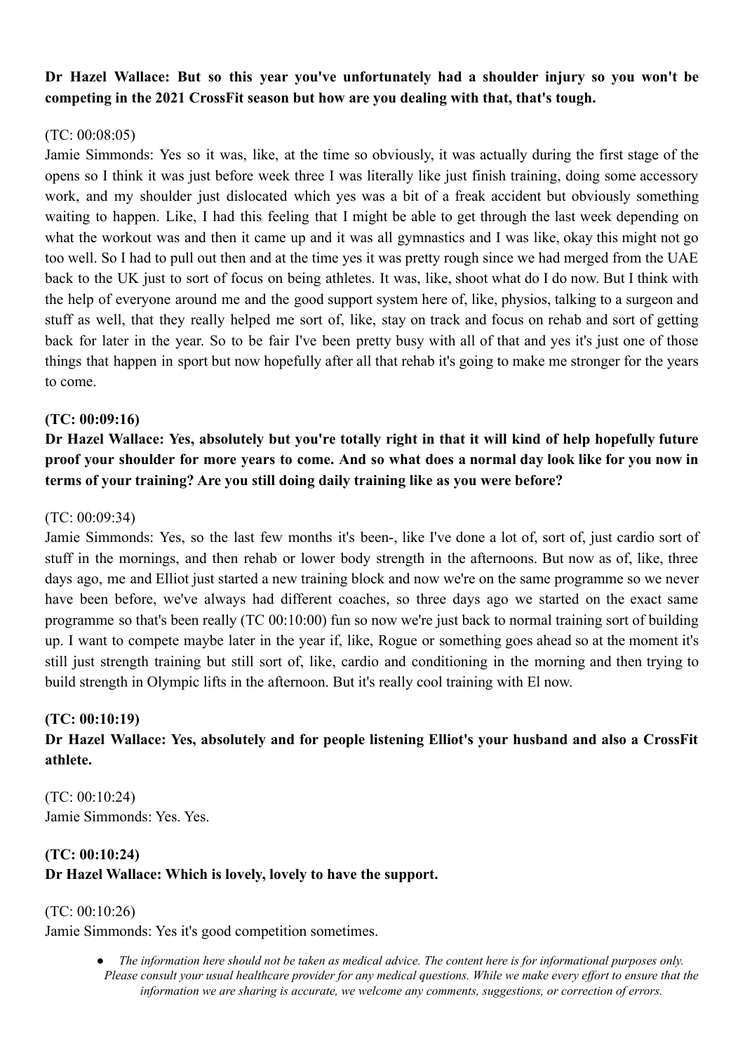**Dr Hazel Wallace: But so this year you've unfortunately had a shoulder injury so you won't be competing in the 2021 CrossFit season but how are you dealing with that, that's tough.**

(TC: 00:08:05)
Jamie Simmonds: Yes so it was, like, at the time so obviously, it was actually during the first stage of the opens so I think it was just before week three I was literally like just finish training, doing some accessory work, and my shoulder just dislocated which yes was a bit of a freak accident but obviously something waiting to happen. Like, I had this feeling that I might be able to get through the last week depending on what the workout was and then it came up and it was all gymnastics and I was like, okay this might not go too well. So I had to pull out then and at the time yes it was pretty rough since we had merged from the UAE back to the UK just to sort of focus on being athletes. It was, like, shoot what do I do now. But I think with the help of everyone around me and the good support system here of, like, physios, talking to a surgeon and stuff as well, that they really helped me sort of, like, stay on track and focus on rehab and sort of getting back for later in the year. So to be fair I've been pretty busy with all of that and yes it's just one of those things that happen in sport but now hopefully after all that rehab it's going to make me stronger for the years to come.

**(TC: 00:09:16)**
**Dr Hazel Wallace: Yes, absolutely but you're totally right in that it will kind of help hopefully future proof your shoulder for more years to come. And so what does a normal day look like for you now in terms of your training? Are you still doing daily training like as you were before?**

(TC: 00:09:34)
Jamie Simmonds: Yes, so the last few months it's been-, like I've done a lot of, sort of, just cardio sort of stuff in the mornings, and then rehab or lower body strength in the afternoons. But now as of, like, three days ago, me and Elliot just started a new training block and now we're on the same programme so we never have been before, we've always had different coaches, so three days ago we started on the exact same programme so that's been really (TC 00:10:00) fun so now we're just back to normal training sort of building up. I want to compete maybe later in the year if, like, Rogue or something goes ahead so at the moment it's still just strength training but still sort of, like, cardio and conditioning in the morning and then trying to build strength in Olympic lifts in the afternoon. But it's really cool training with El now.

**(TC: 00:10:19)**
**Dr Hazel Wallace: Yes, absolutely and for people listening Elliot's your husband and also a CrossFit athlete.**

(TC: 00:10:24)
Jamie Simmonds: Yes. Yes.

**(TC: 00:10:24)**
**Dr Hazel Wallace: Which is lovely, lovely to have the support.**

(TC: 00:10:26)
Jamie Simmonds: Yes it's good competition sometimes.

- *The information here should not be taken as medical advice. The content here is for informational purposes only. Please consult your usual healthcare provider for any medical questions. While we make every effort to ensure that the information we are sharing is accurate, we welcome any comments, suggestions, or correction of errors.*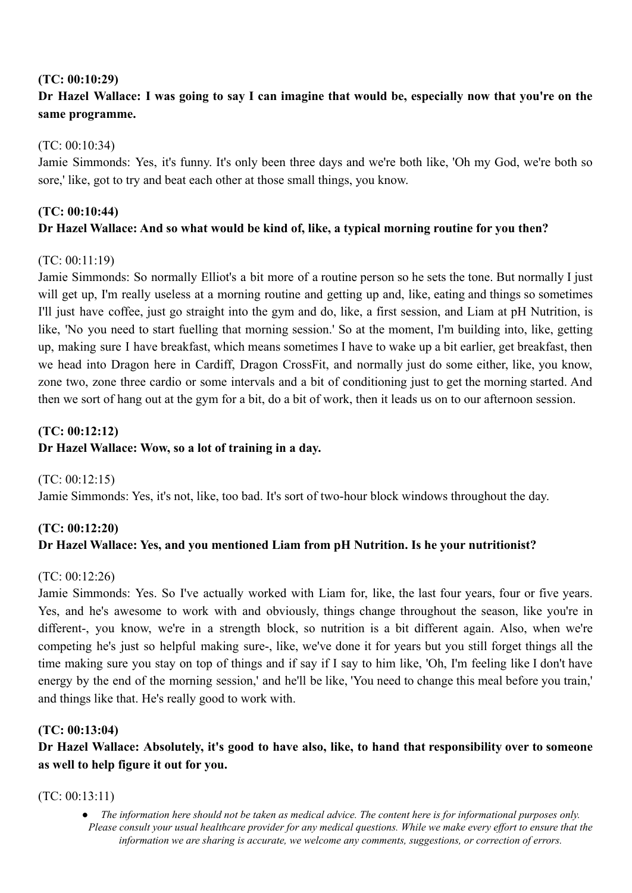**(TC: 00:10:29)**

**Dr Hazel Wallace: I was going to say I can imagine that would be, especially now that you're on the same programme.**

(TC: 00:10:34)

Jamie Simmonds: Yes, it's funny. It's only been three days and we're both like, 'Oh my God, we're both so sore,' like, got to try and beat each other at those small things, you know.

**(TC: 00:10:44)**

**Dr Hazel Wallace: And so what would be kind of, like, a typical morning routine for you then?**

(TC: 00:11:19)

Jamie Simmonds: So normally Elliot's a bit more of a routine person so he sets the tone. But normally I just will get up, I'm really useless at a morning routine and getting up and, like, eating and things so sometimes I'll just have coffee, just go straight into the gym and do, like, a first session, and Liam at pH Nutrition, is like, 'No you need to start fuelling that morning session.' So at the moment, I'm building into, like, getting up, making sure I have breakfast, which means sometimes I have to wake up a bit earlier, get breakfast, then we head into Dragon here in Cardiff, Dragon CrossFit, and normally just do some either, like, you know, zone two, zone three cardio or some intervals and a bit of conditioning just to get the morning started. And then we sort of hang out at the gym for a bit, do a bit of work, then it leads us on to our afternoon session.

**(TC: 00:12:12)**

**Dr Hazel Wallace: Wow, so a lot of training in a day.**

(TC: 00:12:15)

Jamie Simmonds: Yes, it's not, like, too bad. It's sort of two-hour block windows throughout the day.

**(TC: 00:12:20)**

**Dr Hazel Wallace: Yes, and you mentioned Liam from pH Nutrition. Is he your nutritionist?**

(TC: 00:12:26)

Jamie Simmonds: Yes. So I've actually worked with Liam for, like, the last four years, four or five years. Yes, and he's awesome to work with and obviously, things change throughout the season, like you're in different-, you know, we're in a strength block, so nutrition is a bit different again. Also, when we're competing he's just so helpful making sure-, like, we've done it for years but you still forget things all the time making sure you stay on top of things and if say if I say to him like, 'Oh, I'm feeling like I don't have energy by the end of the morning session,' and he'll be like, 'You need to change this meal before you train,' and things like that. He's really good to work with.

**(TC: 00:13:04)**

**Dr Hazel Wallace: Absolutely, it's good to have also, like, to hand that responsibility over to someone as well to help figure it out for you.**

(TC: 00:13:11)

- *The information here should not be taken as medical advice. The content here is for informational purposes only. Please consult your usual healthcare provider for any medical questions. While we make every effort to ensure that the information we are sharing is accurate, we welcome any comments, suggestions, or correction of errors.*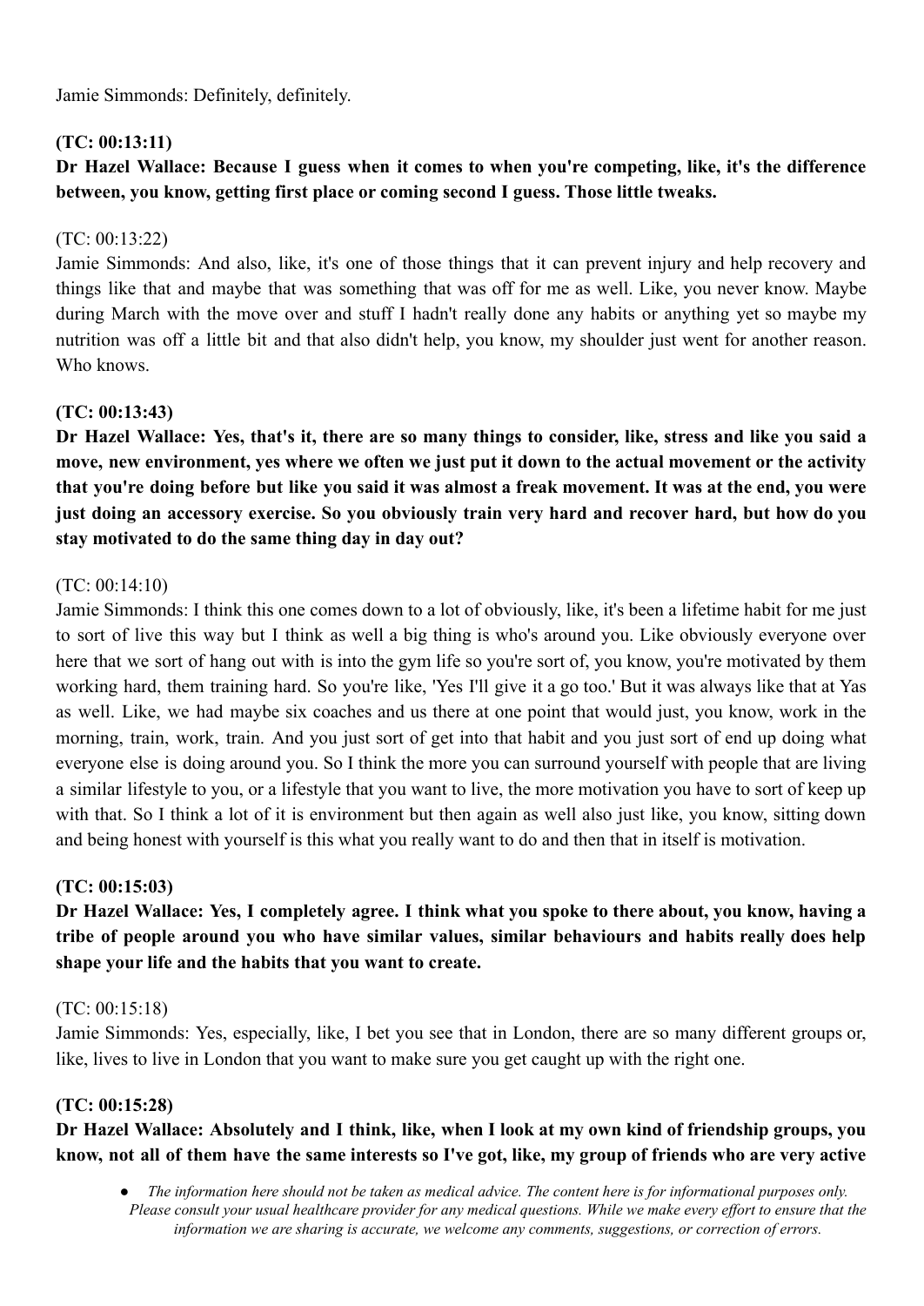Jamie Simmonds: Definitely, definitely.

**(TC: 00:13:11)**

**Dr Hazel Wallace: Because I guess when it comes to when you're competing, like, it's the difference between, you know, getting first place or coming second I guess. Those little tweaks.**

(TC: 00:13:22)

Jamie Simmonds: And also, like, it's one of those things that it can prevent injury and help recovery and things like that and maybe that was something that was off for me as well. Like, you never know. Maybe during March with the move over and stuff I hadn't really done any habits or anything yet so maybe my nutrition was off a little bit and that also didn't help, you know, my shoulder just went for another reason. Who knows.

**(TC: 00:13:43)**

**Dr Hazel Wallace: Yes, that's it, there are so many things to consider, like, stress and like you said a move, new environment, yes where we often we just put it down to the actual movement or the activity that you're doing before but like you said it was almost a freak movement. It was at the end, you were just doing an accessory exercise. So you obviously train very hard and recover hard, but how do you stay motivated to do the same thing day in day out?**

(TC: 00:14:10)

Jamie Simmonds: I think this one comes down to a lot of obviously, like, it's been a lifetime habit for me just to sort of live this way but I think as well a big thing is who's around you. Like obviously everyone over here that we sort of hang out with is into the gym life so you're sort of, you know, you're motivated by them working hard, them training hard. So you're like, 'Yes I'll give it a go too.' But it was always like that at Yas as well. Like, we had maybe six coaches and us there at one point that would just, you know, work in the morning, train, work, train. And you just sort of get into that habit and you just sort of end up doing what everyone else is doing around you. So I think the more you can surround yourself with people that are living a similar lifestyle to you, or a lifestyle that you want to live, the more motivation you have to sort of keep up with that. So I think a lot of it is environment but then again as well also just like, you know, sitting down and being honest with yourself is this what you really want to do and then that in itself is motivation.

**(TC: 00:15:03)**

**Dr Hazel Wallace: Yes, I completely agree. I think what you spoke to there about, you know, having a tribe of people around you who have similar values, similar behaviours and habits really does help shape your life and the habits that you want to create.**

(TC: 00:15:18)

Jamie Simmonds: Yes, especially, like, I bet you see that in London, there are so many different groups or, like, lives to live in London that you want to make sure you get caught up with the right one.

**(TC: 00:15:28)**

**Dr Hazel Wallace: Absolutely and I think, like, when I look at my own kind of friendship groups, you know, not all of them have the same interests so I've got, like, my group of friends who are very active**

- *The information here should not be taken as medical advice. The content here is for informational purposes only. Please consult your usual healthcare provider for any medical questions. While we make every effort to ensure that the information we are sharing is accurate, we welcome any comments, suggestions, or correction of errors.*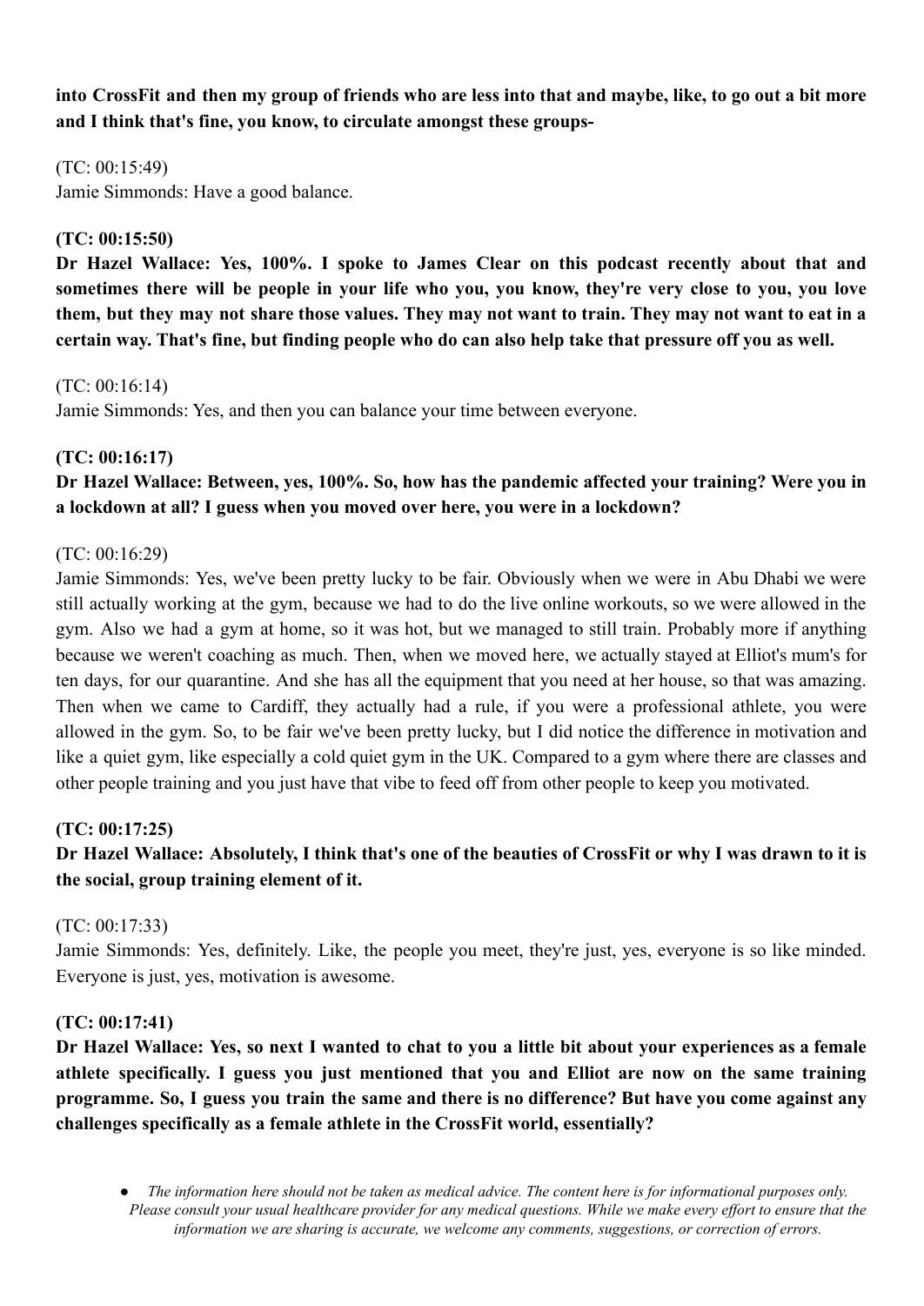**into CrossFit and then my group of friends who are less into that and maybe, like, to go out a bit more and I think that's fine, you know, to circulate amongst these groups-**

(TC: 00:15:49)
Jamie Simmonds: Have a good balance.

**(TC: 00:15:50)**
**Dr Hazel Wallace: Yes, 100%. I spoke to James Clear on this podcast recently about that and sometimes there will be people in your life who you, you know, they're very close to you, you love them, but they may not share those values. They may not want to train. They may not want to eat in a certain way. That's fine, but finding people who do can also help take that pressure off you as well.**

(TC: 00:16:14)
Jamie Simmonds: Yes, and then you can balance your time between everyone.

**(TC: 00:16:17)**
**Dr Hazel Wallace: Between, yes, 100%. So, how has the pandemic affected your training? Were you in a lockdown at all? I guess when you moved over here, you were in a lockdown?**

(TC: 00:16:29)
Jamie Simmonds: Yes, we've been pretty lucky to be fair. Obviously when we were in Abu Dhabi we were still actually working at the gym, because we had to do the live online workouts, so we were allowed in the gym. Also we had a gym at home, so it was hot, but we managed to still train. Probably more if anything because we weren't coaching as much. Then, when we moved here, we actually stayed at Elliot's mum's for ten days, for our quarantine. And she has all the equipment that you need at her house, so that was amazing. Then when we came to Cardiff, they actually had a rule, if you were a professional athlete, you were allowed in the gym. So, to be fair we've been pretty lucky, but I did notice the difference in motivation and like a quiet gym, like especially a cold quiet gym in the UK. Compared to a gym where there are classes and other people training and you just have that vibe to feed off from other people to keep you motivated.

**(TC: 00:17:25)**
**Dr Hazel Wallace: Absolutely, I think that's one of the beauties of CrossFit or why I was drawn to it is the social, group training element of it.**

(TC: 00:17:33)
Jamie Simmonds: Yes, definitely. Like, the people you meet, they're just, yes, everyone is so like minded. Everyone is just, yes, motivation is awesome.

**(TC: 00:17:41)**
**Dr Hazel Wallace: Yes, so next I wanted to chat to you a little bit about your experiences as a female athlete specifically. I guess you just mentioned that you and Elliot are now on the same training programme. So, I guess you train the same and there is no difference? But have you come against any challenges specifically as a female athlete in the CrossFit world, essentially?**

- *The information here should not be taken as medical advice. The content here is for informational purposes only. Please consult your usual healthcare provider for any medical questions. While we make every effort to ensure that the information we are sharing is accurate, we welcome any comments, suggestions, or correction of errors.*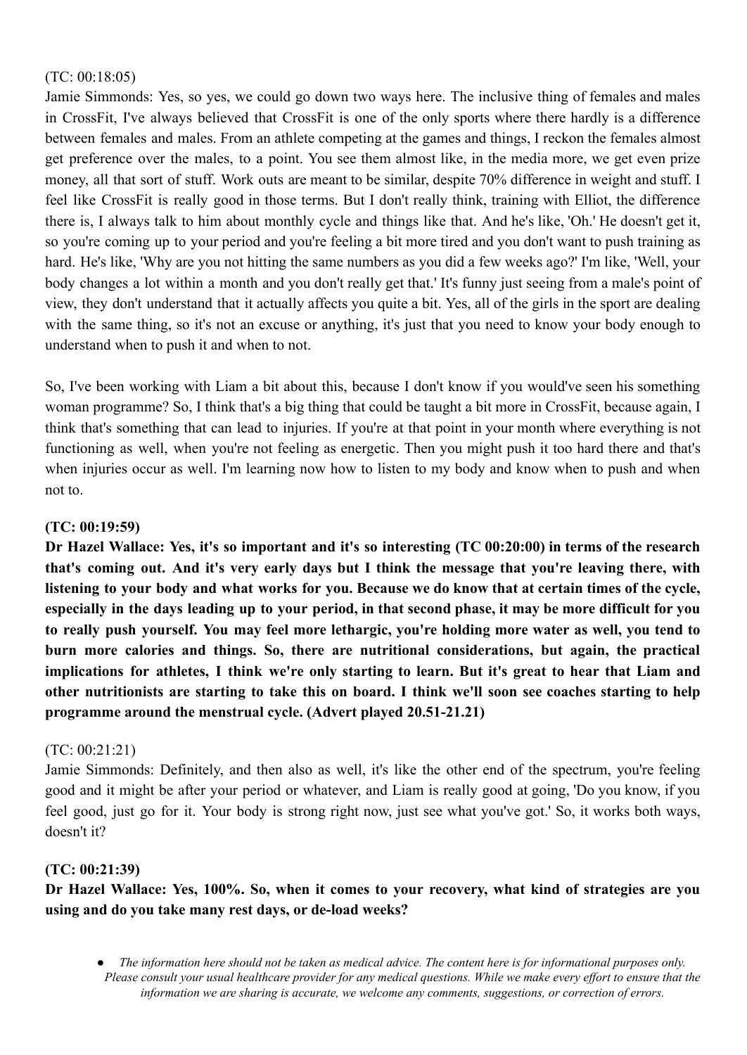(TC: 00:18:05)

Jamie Simmonds: Yes, so yes, we could go down two ways here. The inclusive thing of females and males in CrossFit, I've always believed that CrossFit is one of the only sports where there hardly is a difference between females and males. From an athlete competing at the games and things, I reckon the females almost get preference over the males, to a point. You see them almost like, in the media more, we get even prize money, all that sort of stuff. Work outs are meant to be similar, despite 70% difference in weight and stuff. I feel like CrossFit is really good in those terms. But I don't really think, training with Elliot, the difference there is, I always talk to him about monthly cycle and things like that. And he's like, 'Oh.' He doesn't get it, so you're coming up to your period and you're feeling a bit more tired and you don't want to push training as hard. He's like, 'Why are you not hitting the same numbers as you did a few weeks ago?' I'm like, 'Well, your body changes a lot within a month and you don't really get that.' It's funny just seeing from a male's point of view, they don't understand that it actually affects you quite a bit. Yes, all of the girls in the sport are dealing with the same thing, so it's not an excuse or anything, it's just that you need to know your body enough to understand when to push it and when to not.

So, I've been working with Liam a bit about this, because I don't know if you would've seen his something woman programme? So, I think that's a big thing that could be taught a bit more in CrossFit, because again, I think that's something that can lead to injuries. If you're at that point in your month where everything is not functioning as well, when you're not feeling as energetic. Then you might push it too hard there and that's when injuries occur as well. I'm learning now how to listen to my body and know when to push and when not to.

**(TC: 00:19:59)**

**Dr Hazel Wallace: Yes, it's so important and it's so interesting (TC 00:20:00) in terms of the research that's coming out. And it's very early days but I think the message that you're leaving there, with listening to your body and what works for you. Because we do know that at certain times of the cycle, especially in the days leading up to your period, in that second phase, it may be more difficult for you to really push yourself. You may feel more lethargic, you're holding more water as well, you tend to burn more calories and things. So, there are nutritional considerations, but again, the practical implications for athletes, I think we're only starting to learn. But it's great to hear that Liam and other nutritionists are starting to take this on board. I think we'll soon see coaches starting to help programme around the menstrual cycle. (Advert played 20.51-21.21)**

(TC: 00:21:21)

Jamie Simmonds: Definitely, and then also as well, it's like the other end of the spectrum, you're feeling good and it might be after your period or whatever, and Liam is really good at going, 'Do you know, if you feel good, just go for it. Your body is strong right now, just see what you've got.' So, it works both ways, doesn't it?

**(TC: 00:21:39)**

**Dr Hazel Wallace: Yes, 100%. So, when it comes to your recovery, what kind of strategies are you using and do you take many rest days, or de-load weeks?**

- *The information here should not be taken as medical advice. The content here is for informational purposes only. Please consult your usual healthcare provider for any medical questions. While we make every effort to ensure that the information we are sharing is accurate, we welcome any comments, suggestions, or correction of errors.*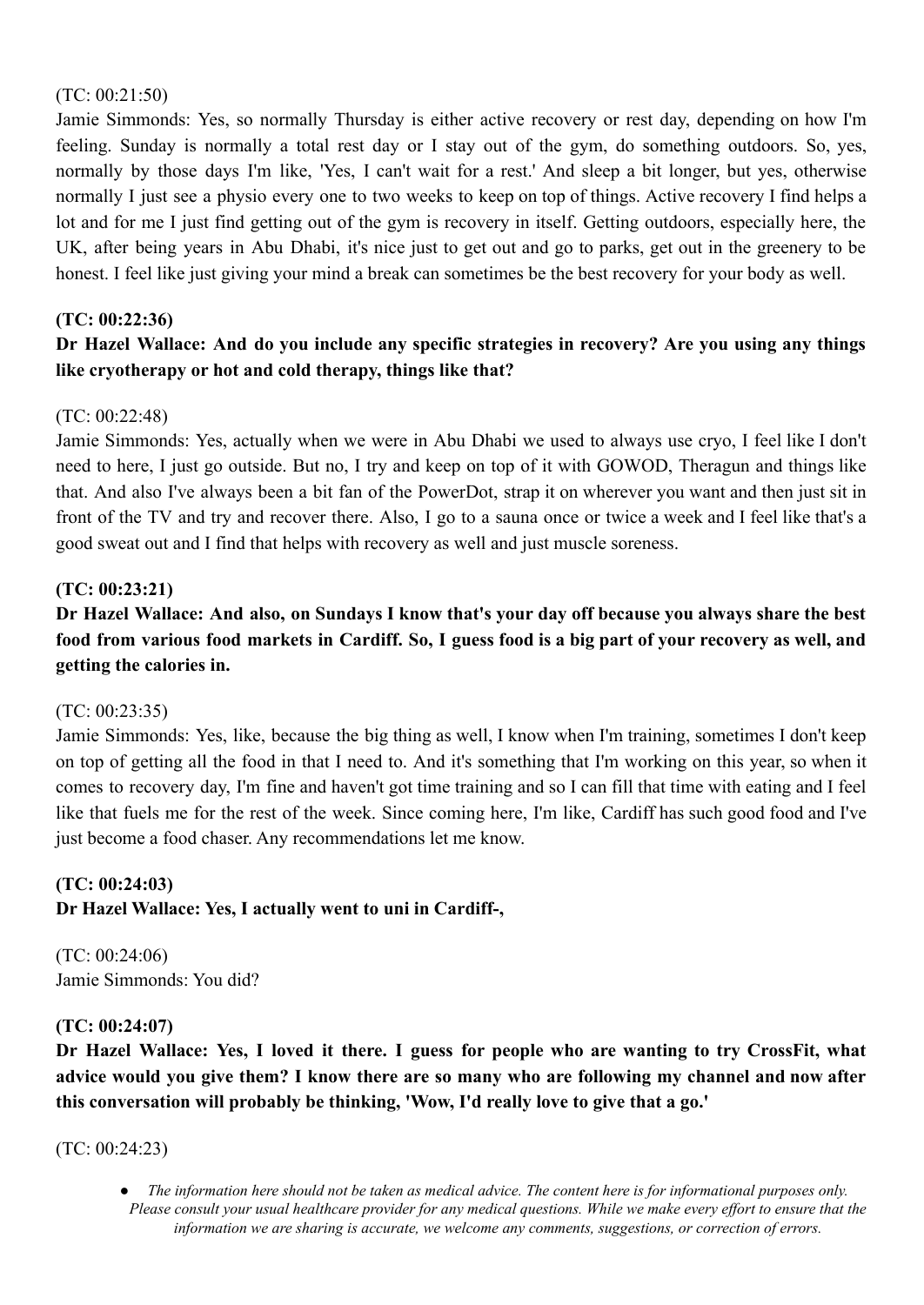(TC: 00:21:50)
Jamie Simmonds: Yes, so normally Thursday is either active recovery or rest day, depending on how I'm feeling. Sunday is normally a total rest day or I stay out of the gym, do something outdoors. So, yes, normally by those days I'm like, 'Yes, I can't wait for a rest.' And sleep a bit longer, but yes, otherwise normally I just see a physio every one to two weeks to keep on top of things. Active recovery I find helps a lot and for me I just find getting out of the gym is recovery in itself. Getting outdoors, especially here, the UK, after being years in Abu Dhabi, it's nice just to get out and go to parks, get out in the greenery to be honest. I feel like just giving your mind a break can sometimes be the best recovery for your body as well.

**(TC: 00:22:36)**
**Dr Hazel Wallace: And do you include any specific strategies in recovery? Are you using any things like cryotherapy or hot and cold therapy, things like that?**

(TC: 00:22:48)
Jamie Simmonds: Yes, actually when we were in Abu Dhabi we used to always use cryo, I feel like I don't need to here, I just go outside. But no, I try and keep on top of it with GOWOD, Theragun and things like that. And also I've always been a bit fan of the PowerDot, strap it on wherever you want and then just sit in front of the TV and try and recover there. Also, I go to a sauna once or twice a week and I feel like that's a good sweat out and I find that helps with recovery as well and just muscle soreness.

**(TC: 00:23:21)**
**Dr Hazel Wallace: And also, on Sundays I know that's your day off because you always share the best food from various food markets in Cardiff. So, I guess food is a big part of your recovery as well, and getting the calories in.**

(TC: 00:23:35)
Jamie Simmonds: Yes, like, because the big thing as well, I know when I'm training, sometimes I don't keep on top of getting all the food in that I need to. And it's something that I'm working on this year, so when it comes to recovery day, I'm fine and haven't got time training and so I can fill that time with eating and I feel like that fuels me for the rest of the week. Since coming here, I'm like, Cardiff has such good food and I've just become a food chaser. Any recommendations let me know.

**(TC: 00:24:03)**
**Dr Hazel Wallace: Yes, I actually went to uni in Cardiff-,**

(TC: 00:24:06)
Jamie Simmonds: You did?

**(TC: 00:24:07)**
**Dr Hazel Wallace: Yes, I loved it there. I guess for people who are wanting to try CrossFit, what advice would you give them? I know there are so many who are following my channel and now after this conversation will probably be thinking, 'Wow, I'd really love to give that a go.'**

(TC: 00:24:23)

- *The information here should not be taken as medical advice. The content here is for informational purposes only. Please consult your usual healthcare provider for any medical questions. While we make every effort to ensure that the information we are sharing is accurate, we welcome any comments, suggestions, or correction of errors.*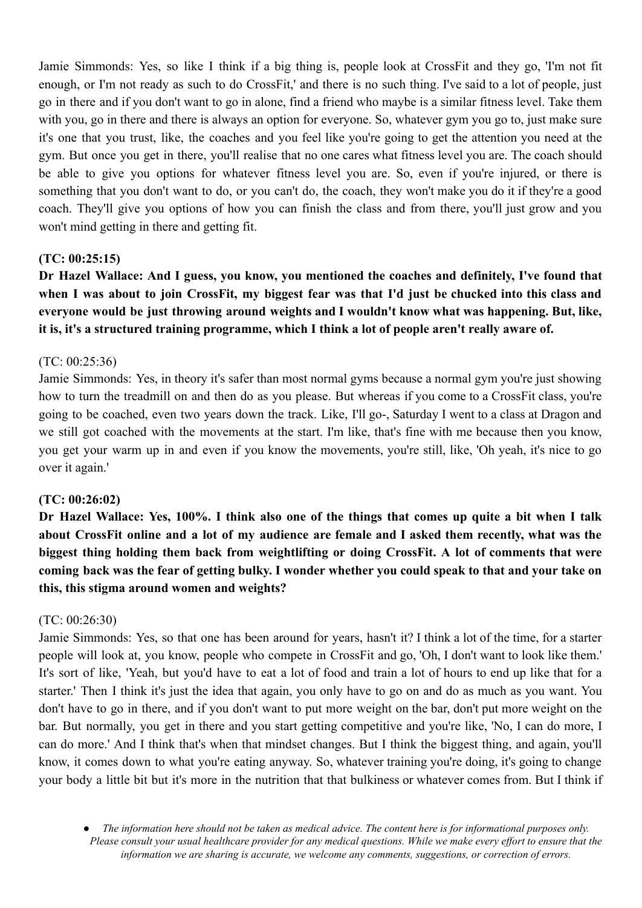Jamie Simmonds: Yes, so like I think if a big thing is, people look at CrossFit and they go, 'I'm not fit enough, or I'm not ready as such to do CrossFit,' and there is no such thing. I've said to a lot of people, just go in there and if you don't want to go in alone, find a friend who maybe is a similar fitness level. Take them with you, go in there and there is always an option for everyone. So, whatever gym you go to, just make sure it's one that you trust, like, the coaches and you feel like you're going to get the attention you need at the gym. But once you get in there, you'll realise that no one cares what fitness level you are. The coach should be able to give you options for whatever fitness level you are. So, even if you're injured, or there is something that you don't want to do, or you can't do, the coach, they won't make you do it if they're a good coach. They'll give you options of how you can finish the class and from there, you'll just grow and you won't mind getting in there and getting fit.

**(TC: 00:25:15)**

**Dr Hazel Wallace: And I guess, you know, you mentioned the coaches and definitely, I've found that when I was about to join CrossFit, my biggest fear was that I'd just be chucked into this class and everyone would be just throwing around weights and I wouldn't know what was happening. But, like, it is, it's a structured training programme, which I think a lot of people aren't really aware of.**

(TC: 00:25:36)

Jamie Simmonds: Yes, in theory it's safer than most normal gyms because a normal gym you're just showing how to turn the treadmill on and then do as you please. But whereas if you come to a CrossFit class, you're going to be coached, even two years down the track. Like, I'll go-, Saturday I went to a class at Dragon and we still got coached with the movements at the start. I'm like, that's fine with me because then you know, you get your warm up in and even if you know the movements, you're still, like, 'Oh yeah, it's nice to go over it again.'

**(TC: 00:26:02)**

**Dr Hazel Wallace: Yes, 100%. I think also one of the things that comes up quite a bit when I talk about CrossFit online and a lot of my audience are female and I asked them recently, what was the biggest thing holding them back from weightlifting or doing CrossFit. A lot of comments that were coming back was the fear of getting bulky. I wonder whether you could speak to that and your take on this, this stigma around women and weights?**

(TC: 00:26:30)

Jamie Simmonds: Yes, so that one has been around for years, hasn't it? I think a lot of the time, for a starter people will look at, you know, people who compete in CrossFit and go, 'Oh, I don't want to look like them.' It's sort of like, 'Yeah, but you'd have to eat a lot of food and train a lot of hours to end up like that for a starter.' Then I think it's just the idea that again, you only have to go on and do as much as you want. You don't have to go in there, and if you don't want to put more weight on the bar, don't put more weight on the bar. But normally, you get in there and you start getting competitive and you're like, 'No, I can do more, I can do more.' And I think that's when that mindset changes. But I think the biggest thing, and again, you'll know, it comes down to what you're eating anyway. So, whatever training you're doing, it's going to change your body a little bit but it's more in the nutrition that that bulkiness or whatever comes from. But I think if

- *The information here should not be taken as medical advice. The content here is for informational purposes only. Please consult your usual healthcare provider for any medical questions. While we make every effort to ensure that the information we are sharing is accurate, we welcome any comments, suggestions, or correction of errors.*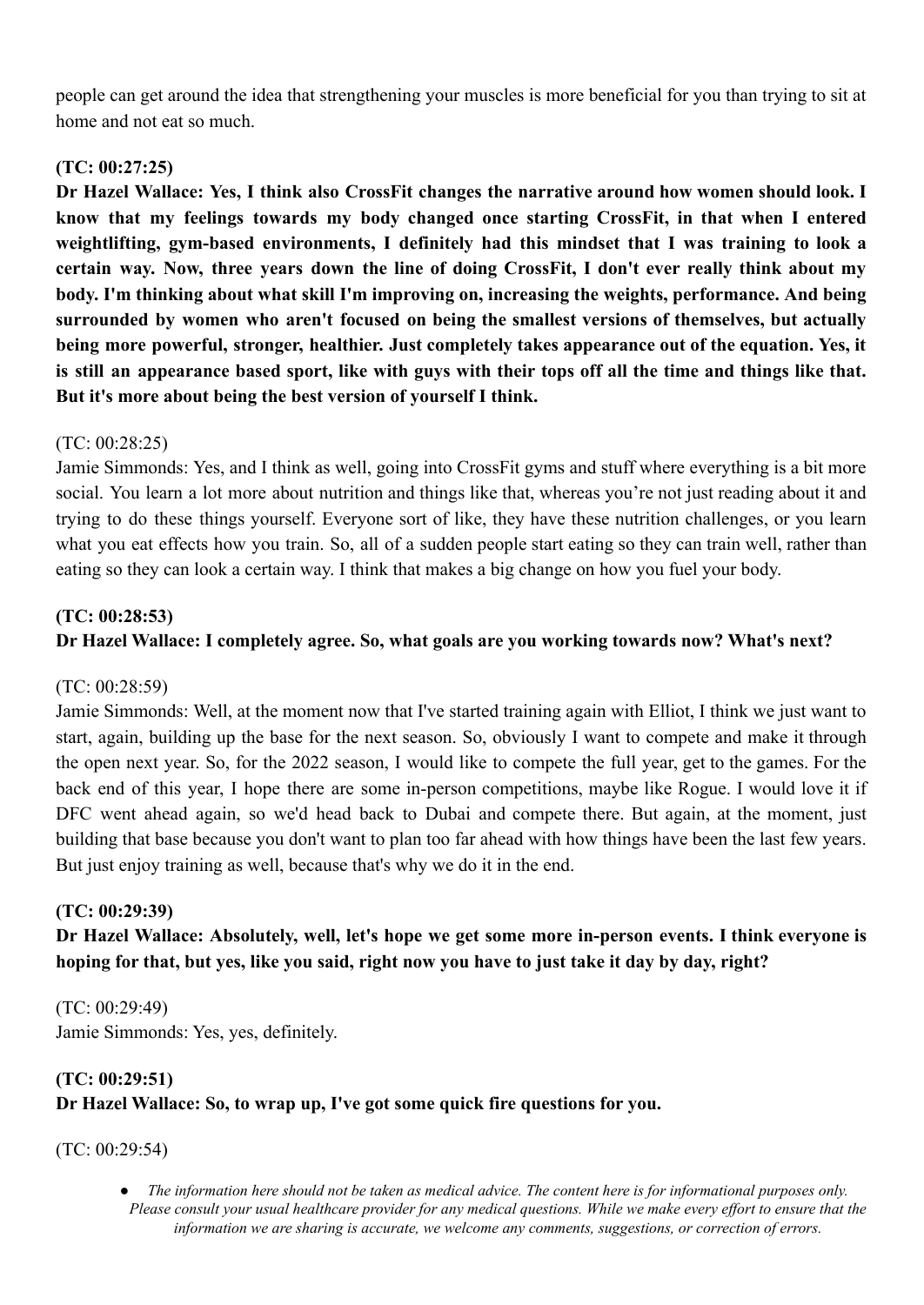people can get around the idea that strengthening your muscles is more beneficial for you than trying to sit at home and not eat so much.

**(TC: 00:27:25)**

**Dr Hazel Wallace: Yes, I think also CrossFit changes the narrative around how women should look. I know that my feelings towards my body changed once starting CrossFit, in that when I entered weightlifting, gym-based environments, I definitely had this mindset that I was training to look a certain way. Now, three years down the line of doing CrossFit, I don't ever really think about my body. I'm thinking about what skill I'm improving on, increasing the weights, performance. And being surrounded by women who aren't focused on being the smallest versions of themselves, but actually being more powerful, stronger, healthier. Just completely takes appearance out of the equation. Yes, it is still an appearance based sport, like with guys with their tops off all the time and things like that. But it's more about being the best version of yourself I think.**

(TC: 00:28:25)

Jamie Simmonds: Yes, and I think as well, going into CrossFit gyms and stuff where everything is a bit more social. You learn a lot more about nutrition and things like that, whereas you're not just reading about it and trying to do these things yourself. Everyone sort of like, they have these nutrition challenges, or you learn what you eat effects how you train. So, all of a sudden people start eating so they can train well, rather than eating so they can look a certain way. I think that makes a big change on how you fuel your body.

**(TC: 00:28:53)**

**Dr Hazel Wallace: I completely agree. So, what goals are you working towards now? What's next?**

(TC: 00:28:59)

Jamie Simmonds: Well, at the moment now that I've started training again with Elliot, I think we just want to start, again, building up the base for the next season. So, obviously I want to compete and make it through the open next year. So, for the 2022 season, I would like to compete the full year, get to the games. For the back end of this year, I hope there are some in-person competitions, maybe like Rogue. I would love it if DFC went ahead again, so we'd head back to Dubai and compete there. But again, at the moment, just building that base because you don't want to plan too far ahead with how things have been the last few years. But just enjoy training as well, because that's why we do it in the end.

**(TC: 00:29:39)**

**Dr Hazel Wallace: Absolutely, well, let's hope we get some more in-person events. I think everyone is hoping for that, but yes, like you said, right now you have to just take it day by day, right?**

(TC: 00:29:49)

Jamie Simmonds: Yes, yes, definitely.

**(TC: 00:29:51)**

**Dr Hazel Wallace: So, to wrap up, I've got some quick fire questions for you.**

(TC: 00:29:54)

- *The information here should not be taken as medical advice. The content here is for informational purposes only. Please consult your usual healthcare provider for any medical questions. While we make every effort to ensure that the information we are sharing is accurate, we welcome any comments, suggestions, or correction of errors.*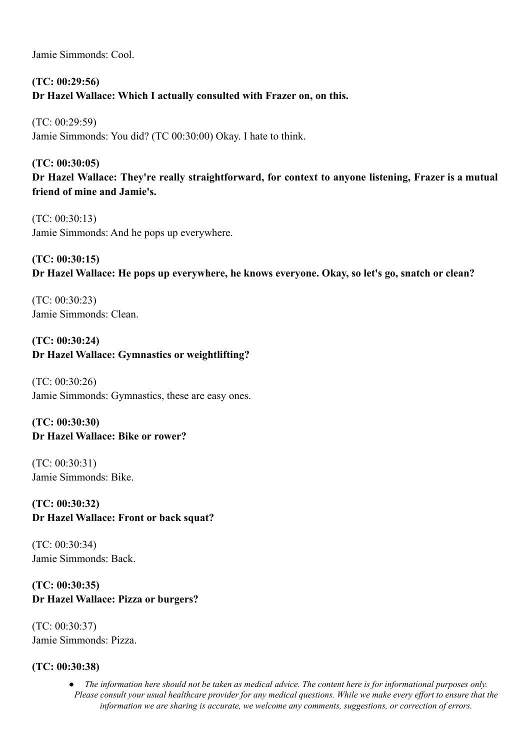Jamie Simmonds: Cool.

**(TC: 00:29:56)**
**Dr Hazel Wallace: Which I actually consulted with Frazer on, on this.**

(TC: 00:29:59)
Jamie Simmonds: You did? (TC 00:30:00) Okay. I hate to think.

**(TC: 00:30:05)**
**Dr Hazel Wallace: They're really straightforward, for context to anyone listening, Frazer is a mutual friend of mine and Jamie's.**

(TC: 00:30:13)
Jamie Simmonds: And he pops up everywhere.

**(TC: 00:30:15)**
**Dr Hazel Wallace: He pops up everywhere, he knows everyone. Okay, so let's go, snatch or clean?**

(TC: 00:30:23)
Jamie Simmonds: Clean.

**(TC: 00:30:24)**
**Dr Hazel Wallace: Gymnastics or weightlifting?**

(TC: 00:30:26)
Jamie Simmonds: Gymnastics, these are easy ones.

**(TC: 00:30:30)**
**Dr Hazel Wallace: Bike or rower?**

(TC: 00:30:31)
Jamie Simmonds: Bike.

**(TC: 00:30:32)**
**Dr Hazel Wallace: Front or back squat?**

(TC: 00:30:34)
Jamie Simmonds: Back.

**(TC: 00:30:35)**
**Dr Hazel Wallace: Pizza or burgers?**

(TC: 00:30:37)
Jamie Simmonds: Pizza.

**(TC: 00:30:38)**

- *The information here should not be taken as medical advice. The content here is for informational purposes only. Please consult your usual healthcare provider for any medical questions. While we make every effort to ensure that the information we are sharing is accurate, we welcome any comments, suggestions, or correction of errors.*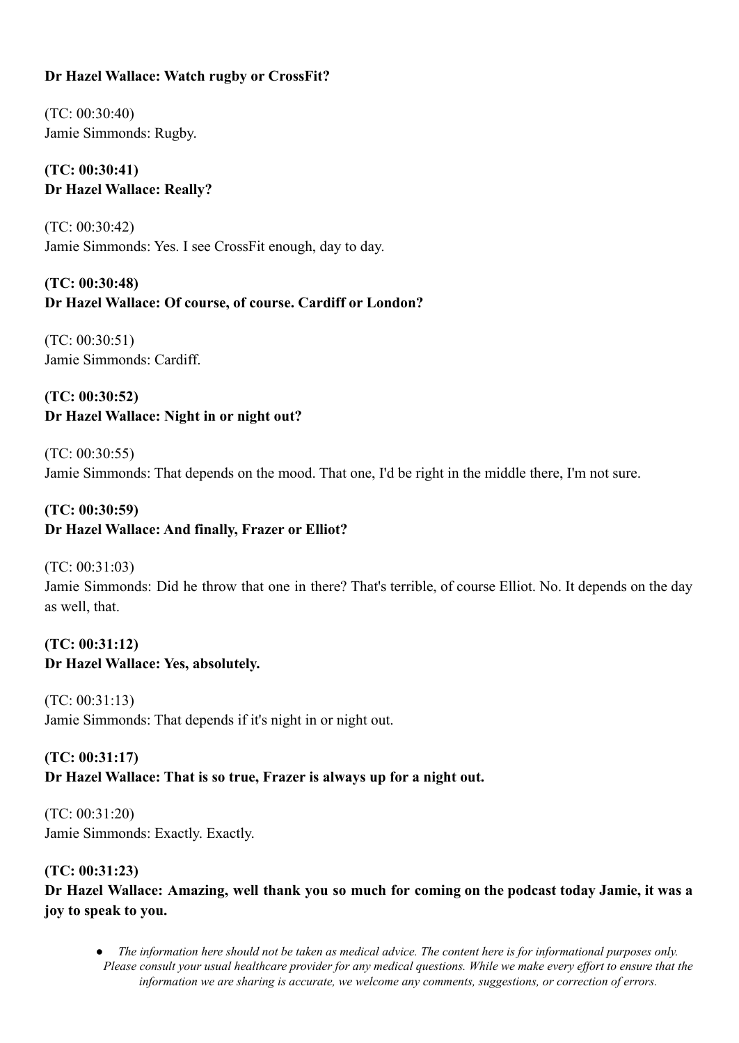**Dr Hazel Wallace: Watch rugby or CrossFit?**

(TC: 00:30:40)
Jamie Simmonds: Rugby.

**(TC: 00:30:41)**
**Dr Hazel Wallace: Really?**

(TC: 00:30:42)
Jamie Simmonds: Yes. I see CrossFit enough, day to day.

**(TC: 00:30:48)**
**Dr Hazel Wallace: Of course, of course. Cardiff or London?**

(TC: 00:30:51)
Jamie Simmonds: Cardiff.

**(TC: 00:30:52)**
**Dr Hazel Wallace: Night in or night out?**

(TC: 00:30:55)
Jamie Simmonds: That depends on the mood. That one, I'd be right in the middle there, I'm not sure.

**(TC: 00:30:59)**
**Dr Hazel Wallace: And finally, Frazer or Elliot?**

(TC: 00:31:03)
Jamie Simmonds: Did he throw that one in there? That's terrible, of course Elliot. No. It depends on the day as well, that.

**(TC: 00:31:12)**
**Dr Hazel Wallace: Yes, absolutely.**

(TC: 00:31:13)
Jamie Simmonds: That depends if it's night in or night out.

**(TC: 00:31:17)**
**Dr Hazel Wallace: That is so true, Frazer is always up for a night out.**

(TC: 00:31:20)
Jamie Simmonds: Exactly. Exactly.

**(TC: 00:31:23)**
**Dr Hazel Wallace: Amazing, well thank you so much for coming on the podcast today Jamie, it was a joy to speak to you.**

- *The information here should not be taken as medical advice. The content here is for informational purposes only. Please consult your usual healthcare provider for any medical questions. While we make every effort to ensure that the information we are sharing is accurate, we welcome any comments, suggestions, or correction of errors.*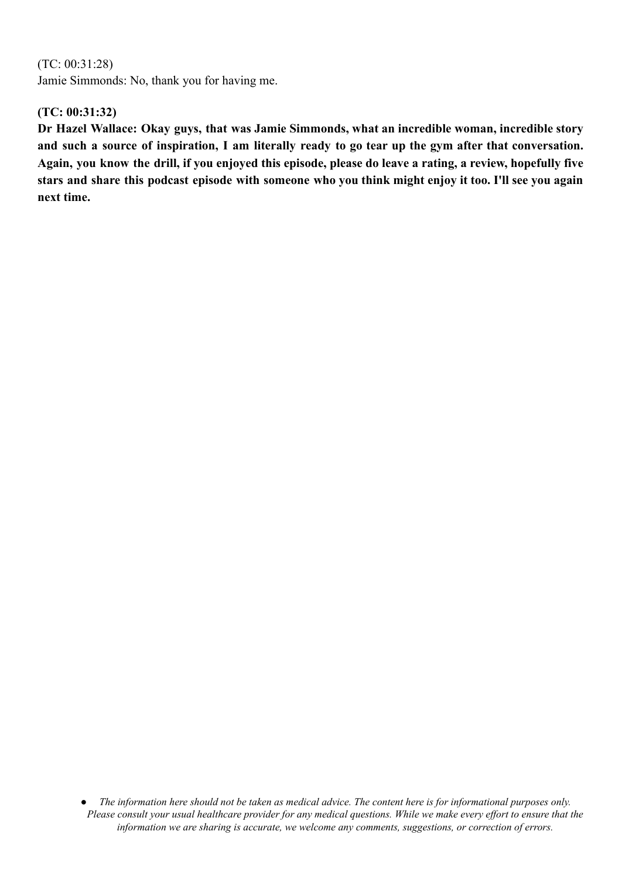(TC: 00:31:28)
Jamie Simmonds: No, thank you for having me.

**(TC: 00:31:32)**
**Dr Hazel Wallace: Okay guys, that was Jamie Simmonds, what an incredible woman, incredible story and such a source of inspiration, I am literally ready to go tear up the gym after that conversation. Again, you know the drill, if you enjoyed this episode, please do leave a rating, a review, hopefully five stars and share this podcast episode with someone who you think might enjoy it too. I'll see you again next time.**

- *The information here should not be taken as medical advice. The content here is for informational purposes only. Please consult your usual healthcare provider for any medical questions. While we make every effort to ensure that the information we are sharing is accurate, we welcome any comments, suggestions, or correction of errors.*